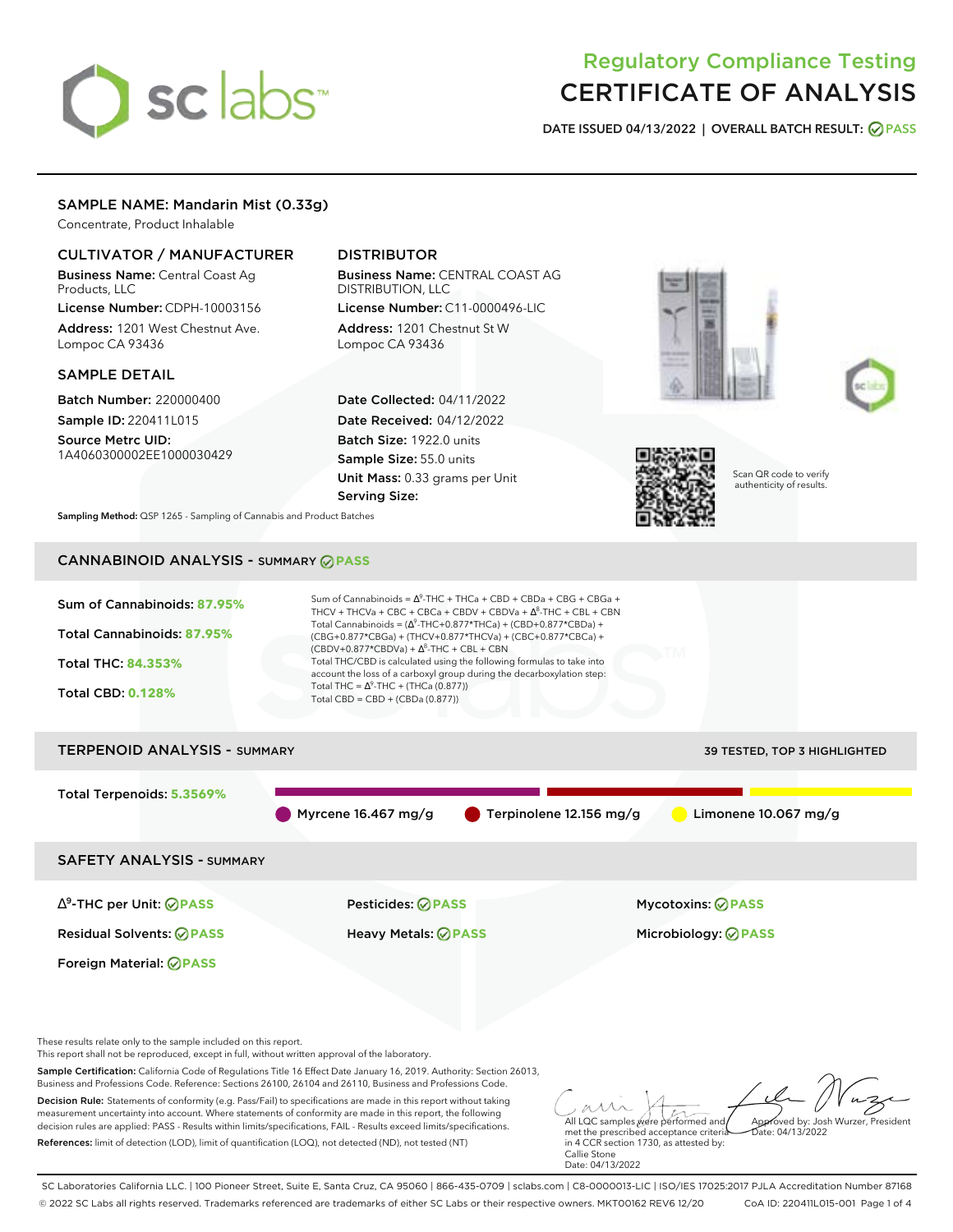# Regulatory Compliance Testing
# CERTIFICATE OF ANALYSIS

**DATE ISSUED 04/13/2022 | OVERALL BATCH RESULT: PASS**

## SAMPLE NAME: Mandarin Mist (0.33g)

Concentrate, Product Inhalable

### CULTIVATOR / MANUFACTURER

**Business Name:** Central Coast Ag Products, LLC

**License Number:** CDPH-10003156

**Address:** 1201 West Chestnut Ave. Lompoc CA 93436

### DISTRIBUTOR

**Business Name:** CENTRAL COAST AG DISTRIBUTION, LLC

**License Number:** C11-0000496-LIC

**Address:** 1201 Chestnut St W Lompoc CA 93436

### SAMPLE DETAIL

**Batch Number:** 220000400

**Sample ID:** 220411L015

**Source Metrc UID:** 1A4060300002EE1000030429

**Date Collected:** 04/11/2022

**Date Received:** 04/12/2022

**Batch Size:** 1922.0 units

**Sample Size:** 55.0 units

**Unit Mass:** 0.33 grams per Unit

**Serving Size:**

Scan QR code to verify authenticity of results.

**Sampling Method:** QSP 1265 - Sampling of Cannabis and Product Batches

## CANNABINOID ANALYSIS - SUMMARY PASS

**Sum of Cannabinoids:** 87.95%

**Total Cannabinoids:** 87.95%

**Total THC:** 84.353%

**Total CBD:** 0.128%

Sum of Cannabinoids = $\Delta^9$-THC + THCa + CBD + CBDa + CBG + CBGa + THCV + THCVa + CBC + CBCa + CBDV + CBDVa + $\Delta^8$-THC + CBL + CBN

Total Cannabinoids = ($\Delta^9$-THC+0.877*THCa) + (CBD+0.877*CBDa) + (CBG+0.877*CBGa) + (THCV+0.877*THCVa) + (CBC+0.877*CBCa) + (CBDV+0.877*CBDVa) + $\Delta^8$-THC + CBL + CBN

Total THC/CBD is calculated using the following formulas to take into account the loss of a carboxyl group during the decarboxylation step:

Total THC = $\Delta^9$-THC + (THCa (0.877))

Total CBD = CBD + (CBDa (0.877))

## TERPENOID ANALYSIS - SUMMARY

39 TESTED, TOP 3 HIGHLIGHTED

**Total Terpenoids:** 5.3569%

Myrcene 16.467 mg/g | Terpinolene 12.156 mg/g | Limonene 10.067 mg/g

## SAFETY ANALYSIS - SUMMARY

| | | |
|---|---|---|
| $\Delta^9$-THC per Unit: PASS | Pesticides: PASS | Mycotoxins: PASS |
| Residual Solvents: PASS | Heavy Metals: PASS | Microbiology: PASS |
| Foreign Material: PASS | | |

These results relate only to the sample included on this report.
This report shall not be reproduced, except in full, without written approval of the laboratory.

**Sample Certification:** California Code of Regulations Title 16 Effect Date January 16, 2019. Authority: Section 26013, Business and Professions Code. Reference: Sections 26100, 26104 and 26110, Business and Professions Code.

**Decision Rule:** Statements of conformity (e.g. Pass/Fail) to specifications are made in this report without taking measurement uncertainty into account. Where statements of conformity are made in this report, the following decision rules are applied: PASS - Results within limits/specifications, FAIL - Results exceed limits/specifications.

**References:** limit of detection (LOD), limit of quantification (LOQ), not detected (ND), not tested (NT)

All LQC samples were performed and met the prescribed acceptance criteria in 4 CCR section 1730, as attested by: Callie Stone Date: 04/13/2022

Approved by: Josh Wurzer, President Date: 04/13/2022

SC Laboratories California LLC. | 100 Pioneer Street, Suite E, Santa Cruz, CA 95060 | 866-435-0709 | sclabs.com | C8-0000013-LIC | ISO/IES 17025:2017 PJLA Accreditation Number 87168
© 2022 SC Labs all rights reserved. Trademarks referenced are trademarks of either SC Labs or their respective owners. MKT00162 REV6 12/20 CoA ID: 220411L015-001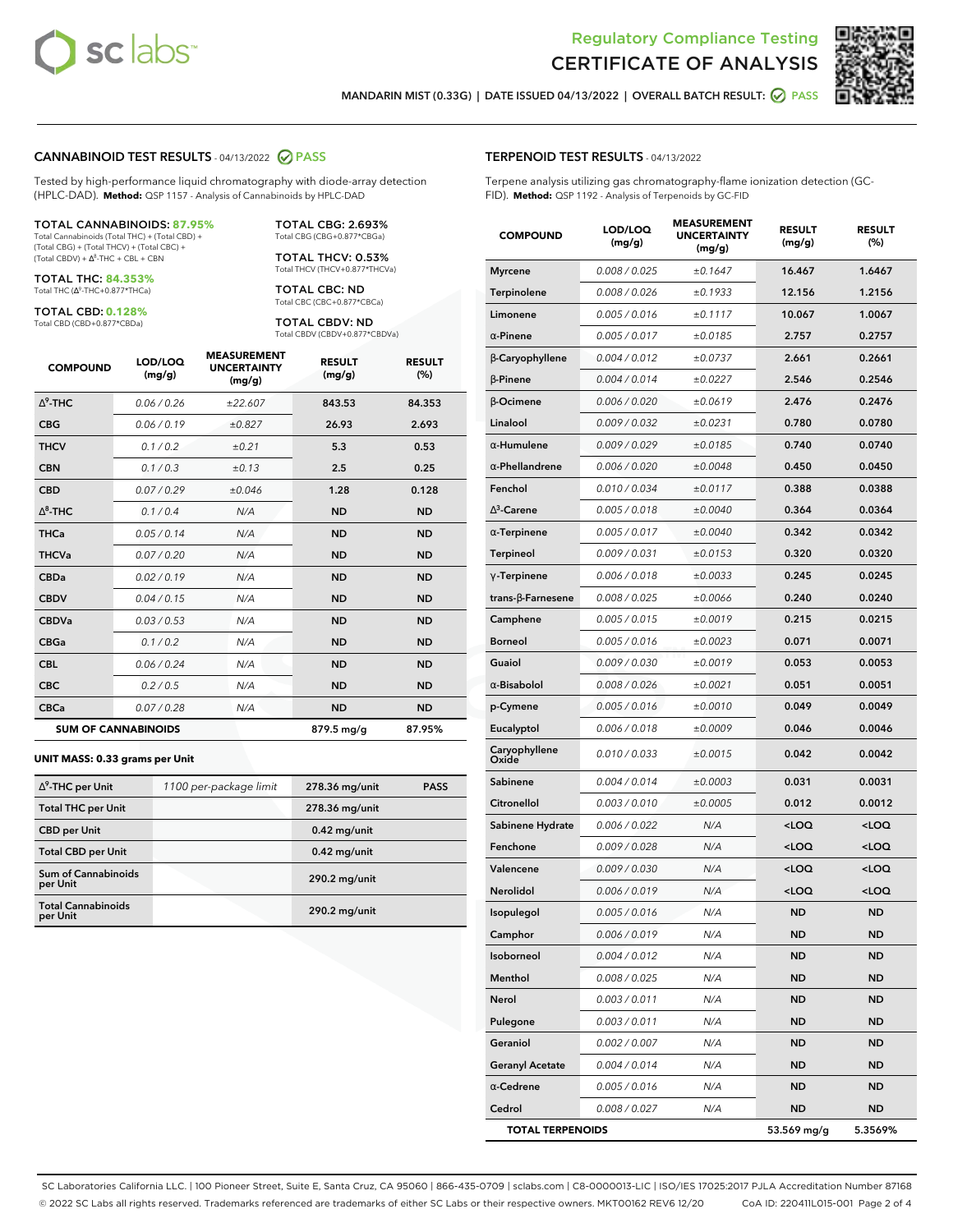Regulatory Compliance Testing
# CERTIFICATE OF ANALYSIS

MANDARIN MIST (0.33G) | DATE ISSUED 04/13/2022 | OVERALL BATCH RESULT: PASS

## CANNABINOID TEST RESULTS - 04/13/2022 PASS

Tested by high-performance liquid chromatography with diode-array detection (HPLC-DAD). **Method:** QSP 1157 - Analysis of Cannabinoids by HPLC-DAD

**TOTAL CANNABINOIDS: 87.95%**
Total Cannabinoids (Total THC) + (Total CBD) + (Total CBG) + (Total THCV) + (Total CBC) + (Total CBDV) + $\Delta^8$-THC + CBL + CBN

**TOTAL THC: 84.353%**
Total THC ($\Delta^9$-THC+0.877*THCa)

**TOTAL CBD: 0.128%**
Total CBD (CBD+0.877*CBDa)

**TOTAL CBG: 2.693%**
Total CBG (CBG+0.877*CBGa)

**TOTAL THCV: 0.53%**
Total THCV (THCV+0.877*THCVa)

**TOTAL CBC: ND**
Total CBC (CBC+0.877*CBCa)

**TOTAL CBDV: ND**
Total CBDV (CBDV+0.877*CBDVa)

| COMPOUND | LOD/LOQ (mg/g) | MEASUREMENT UNCERTAINTY (mg/g) | RESULT (mg/g) | RESULT (%) |
|---|---|---|---|---|
| $\Delta^9$-THC | 0.06 / 0.26 | ±22.607 | 843.53 | 84.353 |
| CBG | 0.06 / 0.19 | ±0.827 | 26.93 | 2.693 |
| THCV | 0.1 / 0.2 | ±0.21 | 5.3 | 0.53 |
| CBN | 0.1 / 0.3 | ±0.13 | 2.5 | 0.25 |
| CBD | 0.07 / 0.29 | ±0.046 | 1.28 | 0.128 |
| $\Delta^8$-THC | 0.1 / 0.4 | N/A | ND | ND |
| THCa | 0.05 / 0.14 | N/A | ND | ND |
| THCVa | 0.07 / 0.20 | N/A | ND | ND |
| CBDa | 0.02 / 0.19 | N/A | ND | ND |
| CBDV | 0.04 / 0.15 | N/A | ND | ND |
| CBDVa | 0.03 / 0.53 | N/A | ND | ND |
| CBGa | 0.1 / 0.2 | N/A | ND | ND |
| CBL | 0.06 / 0.24 | N/A | ND | ND |
| CBC | 0.2 / 0.5 | N/A | ND | ND |
| CBCa | 0.07 / 0.28 | N/A | ND | ND |
| **SUM OF CANNABINOIDS** | | | 879.5 mg/g | 87.95% |

**UNIT MASS: 0.33 grams per Unit**

| | | | |
|---|---|---|---|
| $\Delta^9$-THC per Unit | 1100 per-package limit | 278.36 mg/unit | PASS |
| Total THC per Unit | | 278.36 mg/unit | |
| CBD per Unit | | 0.42 mg/unit | |
| Total CBD per Unit | | 0.42 mg/unit | |
| Sum of Cannabinoids per Unit | | 290.2 mg/unit | |
| Total Cannabinoids per Unit | | 290.2 mg/unit | |

## TERPENOID TEST RESULTS - 04/13/2022

Terpene analysis utilizing gas chromatography-flame ionization detection (GC-FID). **Method:** QSP 1192 - Analysis of Terpenoids by GC-FID

| COMPOUND | LOD/LOQ (mg/g) | MEASUREMENT UNCERTAINTY (mg/g) | RESULT (mg/g) | RESULT (%) |
|---|---|---|---|---|
| Myrcene | 0.008 / 0.025 | ±0.1647 | 16.467 | 1.6467 |
| Terpinolene | 0.008 / 0.026 | ±0.1933 | 12.156 | 1.2156 |
| Limonene | 0.005 / 0.016 | ±0.1117 | 10.067 | 1.0067 |
| α-Pinene | 0.005 / 0.017 | ±0.0185 | 2.757 | 0.2757 |
| β-Caryophyllene | 0.004 / 0.012 | ±0.0737 | 2.661 | 0.2661 |
| β-Pinene | 0.004 / 0.014 | ±0.0227 | 2.546 | 0.2546 |
| β-Ocimene | 0.006 / 0.020 | ±0.0619 | 2.476 | 0.2476 |
| Linalool | 0.009 / 0.032 | ±0.0231 | 0.780 | 0.0780 |
| α-Humulene | 0.009 / 0.029 | ±0.0185 | 0.740 | 0.0740 |
| α-Phellandrene | 0.006 / 0.020 | ±0.0048 | 0.450 | 0.0450 |
| Fenchol | 0.010 / 0.034 | ±0.0117 | 0.388 | 0.0388 |
| $\Delta^3$-Carene | 0.005 / 0.018 | ±0.0040 | 0.364 | 0.0364 |
| α-Terpinene | 0.005 / 0.017 | ±0.0040 | 0.342 | 0.0342 |
| Terpineol | 0.009 / 0.031 | ±0.0153 | 0.320 | 0.0320 |
| γ-Terpinene | 0.006 / 0.018 | ±0.0033 | 0.245 | 0.0245 |
| trans-β-Farnesene | 0.008 / 0.025 | ±0.0066 | 0.240 | 0.0240 |
| Camphene | 0.005 / 0.015 | ±0.0019 | 0.215 | 0.0215 |
| Borneol | 0.005 / 0.016 | ±0.0023 | 0.071 | 0.0071 |
| Guaiol | 0.009 / 0.030 | ±0.0019 | 0.053 | 0.0053 |
| α-Bisabolol | 0.008 / 0.026 | ±0.0021 | 0.051 | 0.0051 |
| p-Cymene | 0.005 / 0.016 | ±0.0010 | 0.049 | 0.0049 |
| Eucalyptol | 0.006 / 0.018 | ±0.0009 | 0.046 | 0.0046 |
| Caryophyllene Oxide | 0.010 / 0.033 | ±0.0015 | 0.042 | 0.0042 |
| Sabinene | 0.004 / 0.014 | ±0.0003 | 0.031 | 0.0031 |
| Citronellol | 0.003 / 0.010 | ±0.0005 | 0.012 | 0.0012 |
| Sabinene Hydrate | 0.006 / 0.022 | N/A | <LOQ | <LOQ |
| Fenchone | 0.009 / 0.028 | N/A | <LOQ | <LOQ |
| Valencene | 0.009 / 0.030 | N/A | <LOQ | <LOQ |
| Nerolidol | 0.006 / 0.019 | N/A | <LOQ | <LOQ |
| Isopulegol | 0.005 / 0.016 | N/A | ND | ND |
| Camphor | 0.006 / 0.019 | N/A | ND | ND |
| Isoborneol | 0.004 / 0.012 | N/A | ND | ND |
| Menthol | 0.008 / 0.025 | N/A | ND | ND |
| Nerol | 0.003 / 0.011 | N/A | ND | ND |
| Pulegone | 0.003 / 0.011 | N/A | ND | ND |
| Geraniol | 0.002 / 0.007 | N/A | ND | ND |
| Geranyl Acetate | 0.004 / 0.014 | N/A | ND | ND |
| α-Cedrene | 0.005 / 0.016 | N/A | ND | ND |
| Cedrol | 0.008 / 0.027 | N/A | ND | ND |
| **TOTAL TERPENOIDS** | | | 53.569 mg/g | 5.3569% |

SC Laboratories California LLC. | 100 Pioneer Street, Suite E, Santa Cruz, CA 95060 | 866-435-0709 | sclabs.com | C8-0000013-LIC | ISO/IES 17025:2017 PJLA Accreditation Number 87168
© 2022 SC Labs all rights reserved. Trademarks referenced are trademarks of either SC Labs or their respective owners. MKT00162 REV6 12/20 CoA ID: 220411L015-001